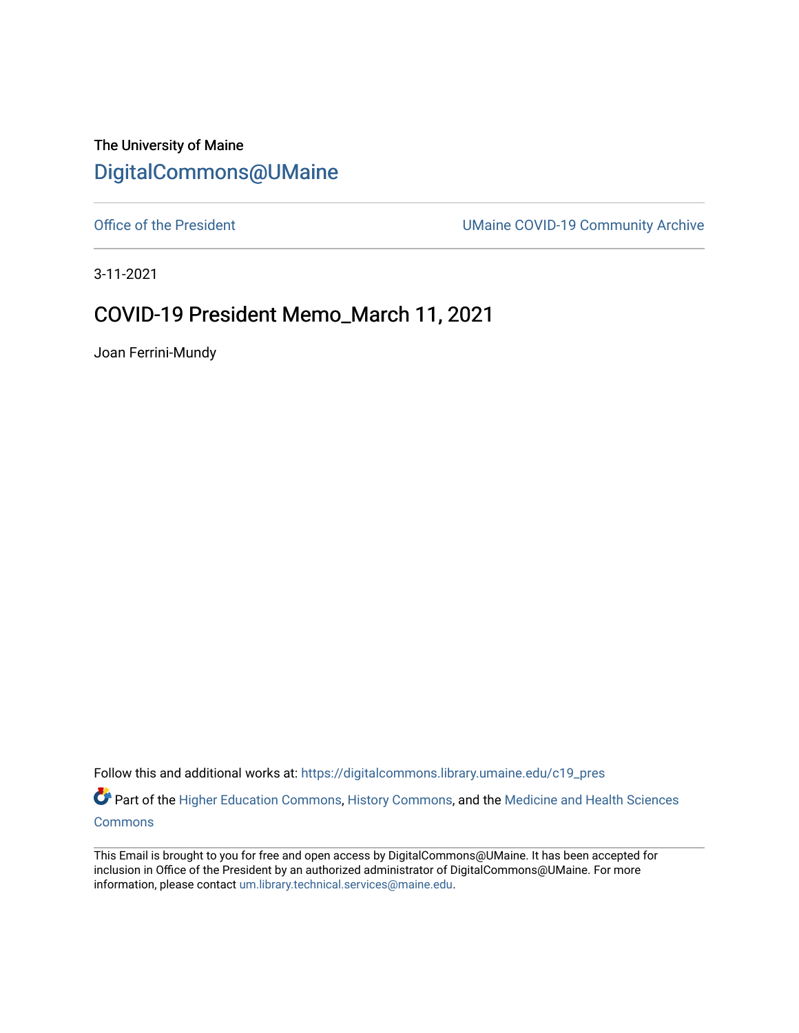The University of Maine

# DigitalCommons@UMaine

Office of the President | UMaine COVID-19 Community Archive

3-11-2021

## COVID-19 President Memo_March 11, 2021

Joan Ferrini-Mundy

Follow this and additional works at: https://digitalcommons.library.umaine.edu/c19_pres

Part of the Higher Education Commons, History Commons, and the Medicine and Health Sciences Commons

This Email is brought to you for free and open access by DigitalCommons@UMaine. It has been accepted for inclusion in Office of the President by an authorized administrator of DigitalCommons@UMaine. For more information, please contact um.library.technical.services@maine.edu.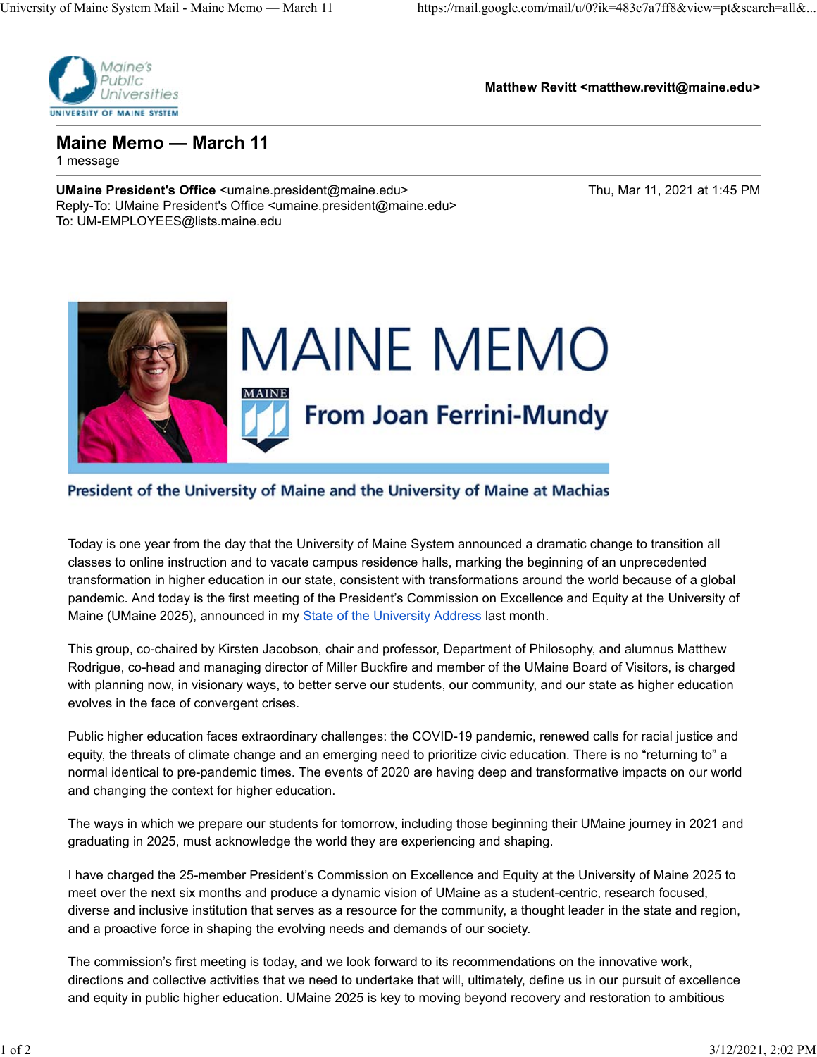Matthew Revitt <matthew.revitt@maine.edu>

# Maine Memo — March 11

1 message

**UMaine President's Office** <umaine.president@maine.edu>
Reply-To: UMaine President's Office <umaine.president@maine.edu>
To: UM-EMPLOYEES@lists.maine.edu

Thu, Mar 11, 2021 at 1:45 PM

MAINE MEMO

From Joan Ferrini-Mundy

President of the University of Maine and the University of Maine at Machias

Today is one year from the day that the University of Maine System announced a dramatic change to transition all classes to online instruction and to vacate campus residence halls, marking the beginning of an unprecedented transformation in higher education in our state, consistent with transformations around the world because of a global pandemic. And today is the first meeting of the President's Commission on Excellence and Equity at the University of Maine (UMaine 2025), announced in my State of the University Address last month.

This group, co-chaired by Kirsten Jacobson, chair and professor, Department of Philosophy, and alumnus Matthew Rodrigue, co-head and managing director of Miller Buckfire and member of the UMaine Board of Visitors, is charged with planning now, in visionary ways, to better serve our students, our community, and our state as higher education evolves in the face of convergent crises.

Public higher education faces extraordinary challenges: the COVID-19 pandemic, renewed calls for racial justice and equity, the threats of climate change and an emerging need to prioritize civic education. There is no "returning to" a normal identical to pre-pandemic times. The events of 2020 are having deep and transformative impacts on our world and changing the context for higher education.

The ways in which we prepare our students for tomorrow, including those beginning their UMaine journey in 2021 and graduating in 2025, must acknowledge the world they are experiencing and shaping.

I have charged the 25-member President's Commission on Excellence and Equity at the University of Maine 2025 to meet over the next six months and produce a dynamic vision of UMaine as a student-centric, research focused, diverse and inclusive institution that serves as a resource for the community, a thought leader in the state and region, and a proactive force in shaping the evolving needs and demands of our society.

The commission's first meeting is today, and we look forward to its recommendations on the innovative work, directions and collective activities that we need to undertake that will, ultimately, define us in our pursuit of excellence and equity in public higher education. UMaine 2025 is key to moving beyond recovery and restoration to ambitious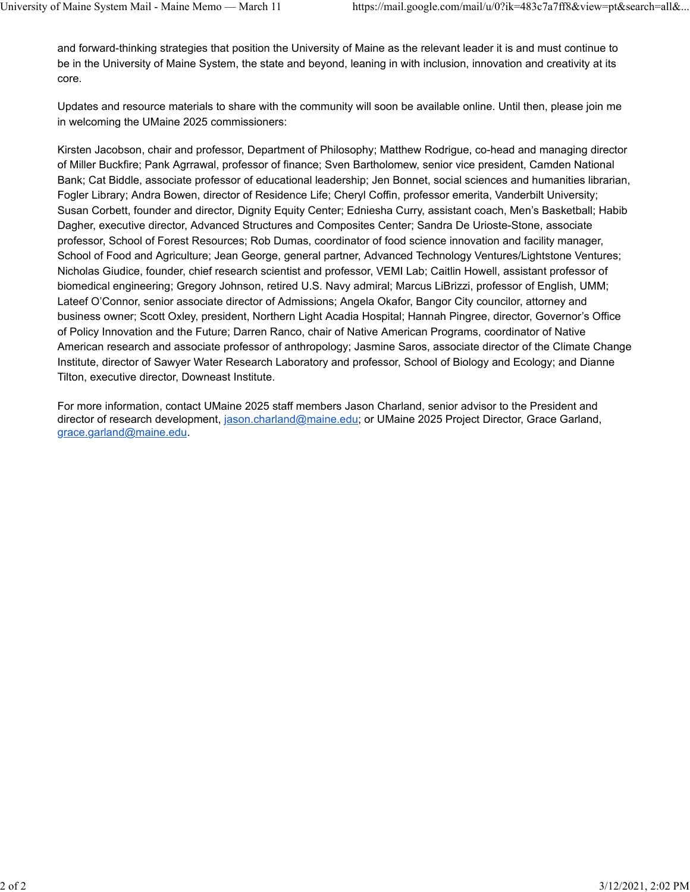and forward-thinking strategies that position the University of Maine as the relevant leader it is and must continue to be in the University of Maine System, the state and beyond, leaning in with inclusion, innovation and creativity at its core.

Updates and resource materials to share with the community will soon be available online. Until then, please join me in welcoming the UMaine 2025 commissioners:

Kirsten Jacobson, chair and professor, Department of Philosophy; Matthew Rodrigue, co-head and managing director of Miller Buckfire; Pank Agrrawal, professor of finance; Sven Bartholomew, senior vice president, Camden National Bank; Cat Biddle, associate professor of educational leadership; Jen Bonnet, social sciences and humanities librarian, Fogler Library; Andra Bowen, director of Residence Life; Cheryl Coffin, professor emerita, Vanderbilt University; Susan Corbett, founder and director, Dignity Equity Center; Edniesha Curry, assistant coach, Men's Basketball; Habib Dagher, executive director, Advanced Structures and Composites Center; Sandra De Urioste-Stone, associate professor, School of Forest Resources; Rob Dumas, coordinator of food science innovation and facility manager, School of Food and Agriculture; Jean George, general partner, Advanced Technology Ventures/Lightstone Ventures; Nicholas Giudice, founder, chief research scientist and professor, VEMI Lab; Caitlin Howell, assistant professor of biomedical engineering; Gregory Johnson, retired U.S. Navy admiral; Marcus LiBrizzi, professor of English, UMM; Lateef O'Connor, senior associate director of Admissions; Angela Okafor, Bangor City councilor, attorney and business owner; Scott Oxley, president, Northern Light Acadia Hospital; Hannah Pingree, director, Governor's Office of Policy Innovation and the Future; Darren Ranco, chair of Native American Programs, coordinator of Native American research and associate professor of anthropology; Jasmine Saros, associate director of the Climate Change Institute, director of Sawyer Water Research Laboratory and professor, School of Biology and Ecology; and Dianne Tilton, executive director, Downeast Institute.

For more information, contact UMaine 2025 staff members Jason Charland, senior advisor to the President and director of research development, [jason.charland@maine.edu](mailto:jason.charland@maine.edu); or UMaine 2025 Project Director, Grace Garland, [grace.garland@maine.edu](mailto:grace.garland@maine.edu).